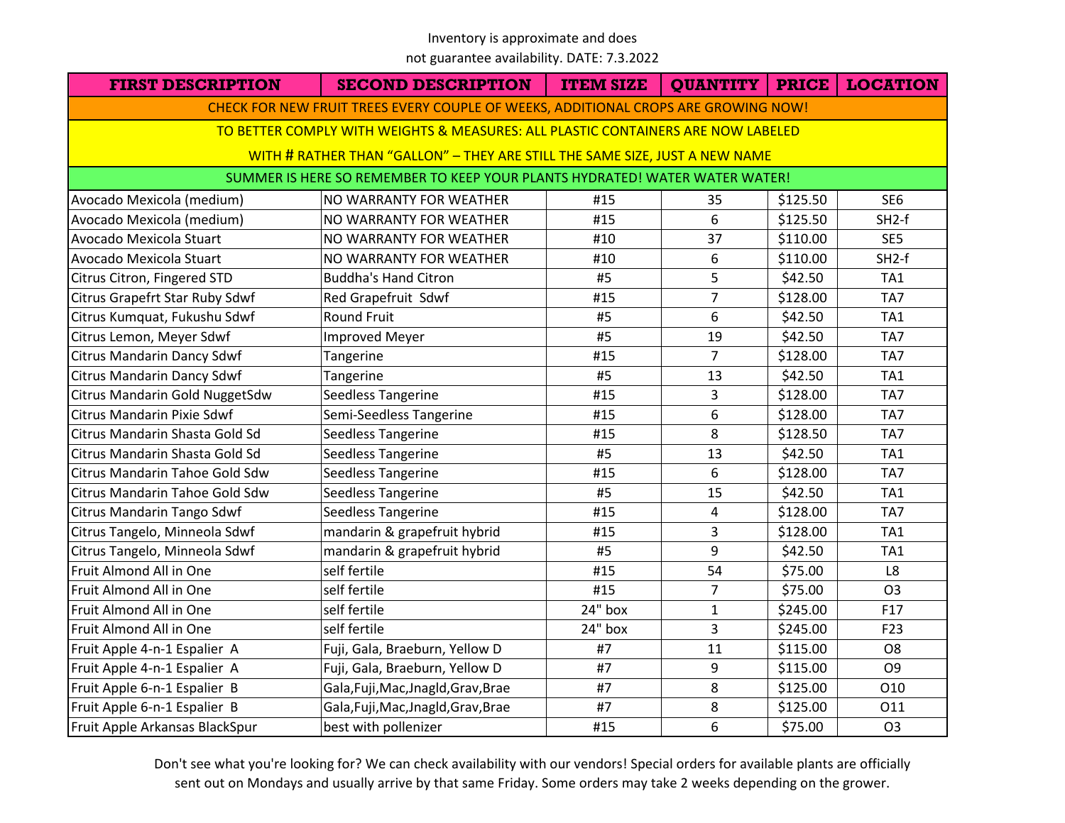Inventory is approximate and does not guarantee availability. DATE: 7.3.2022

| FIRST DESCRIPTION | SECOND DESCRIPTION | ITEM SIZE | QUANTITY | PRICE | LOCATION |
|---|---|---|---|---|---|
| CHECK FOR NEW FRUIT TREES EVERY COUPLE OF WEEKS, ADDITIONAL CROPS ARE GROWING NOW! | | | | | |
| TO BETTER COMPLY WITH WEIGHTS & MEASURES: ALL PLASTIC CONTAINERS ARE NOW LABELED WITH # RATHER THAN "GALLON" – THEY ARE STILL THE SAME SIZE, JUST A NEW NAME | | | | | |
| SUMMER IS HERE SO REMEMBER TO KEEP YOUR PLANTS HYDRATED! WATER WATER WATER! | | | | | |
| Avocado Mexicola (medium) | NO WARRANTY FOR WEATHER | #15 | 35 | $125.50 | SE6 |
| Avocado Mexicola (medium) | NO WARRANTY FOR WEATHER | #15 | 6 | $125.50 | SH2-f |
| Avocado Mexicola Stuart | NO WARRANTY FOR WEATHER | #10 | 37 | $110.00 | SE5 |
| Avocado Mexicola Stuart | NO WARRANTY FOR WEATHER | #10 | 6 | $110.00 | SH2-f |
| Citrus Citron, Fingered STD | Buddha's Hand Citron | #5 | 5 | $42.50 | TA1 |
| Citrus Grapefrt Star Ruby Sdwf | Red Grapefruit Sdwf | #15 | 7 | $128.00 | TA7 |
| Citrus Kumquat, Fukushu Sdwf | Round Fruit | #5 | 6 | $42.50 | TA1 |
| Citrus Lemon, Meyer Sdwf | Improved Meyer | #5 | 19 | $42.50 | TA7 |
| Citrus Mandarin Dancy Sdwf | Tangerine | #15 | 7 | $128.00 | TA7 |
| Citrus Mandarin Dancy Sdwf | Tangerine | #5 | 13 | $42.50 | TA1 |
| Citrus Mandarin Gold NuggetSdw | Seedless Tangerine | #15 | 3 | $128.00 | TA7 |
| Citrus Mandarin Pixie Sdwf | Semi-Seedless Tangerine | #15 | 6 | $128.00 | TA7 |
| Citrus Mandarin Shasta Gold Sd | Seedless Tangerine | #15 | 8 | $128.50 | TA7 |
| Citrus Mandarin Shasta Gold Sd | Seedless Tangerine | #5 | 13 | $42.50 | TA1 |
| Citrus Mandarin Tahoe Gold Sdw | Seedless Tangerine | #15 | 6 | $128.00 | TA7 |
| Citrus Mandarin Tahoe Gold Sdw | Seedless Tangerine | #5 | 15 | $42.50 | TA1 |
| Citrus Mandarin Tango Sdwf | Seedless Tangerine | #15 | 4 | $128.00 | TA7 |
| Citrus Tangelo, Minneola Sdwf | mandarin & grapefruit hybrid | #15 | 3 | $128.00 | TA1 |
| Citrus Tangelo, Minneola Sdwf | mandarin & grapefruit hybrid | #5 | 9 | $42.50 | TA1 |
| Fruit Almond All in One | self fertile | #15 | 54 | $75.00 | L8 |
| Fruit Almond All in One | self fertile | #15 | 7 | $75.00 | O3 |
| Fruit Almond All in One | self fertile | 24" box | 1 | $245.00 | F17 |
| Fruit Almond All in One | self fertile | 24" box | 3 | $245.00 | F23 |
| Fruit Apple 4-n-1 Espalier A | Fuji, Gala, Braeburn, Yellow D | #7 | 11 | $115.00 | O8 |
| Fruit Apple 4-n-1 Espalier A | Fuji, Gala, Braeburn, Yellow D | #7 | 9 | $115.00 | O9 |
| Fruit Apple 6-n-1 Espalier B | Gala,Fuji,Mac,Jnagld,Grav,Brae | #7 | 8 | $125.00 | O10 |
| Fruit Apple 6-n-1 Espalier B | Gala,Fuji,Mac,Jnagld,Grav,Brae | #7 | 8 | $125.00 | O11 |
| Fruit Apple Arkansas BlackSpur | best with pollenizer | #15 | 6 | $75.00 | O3 |

Don't see what you're looking for? We can check availability with our vendors! Special orders for available plants are officially sent out on Mondays and usually arrive by that same Friday. Some orders may take 2 weeks depending on the grower.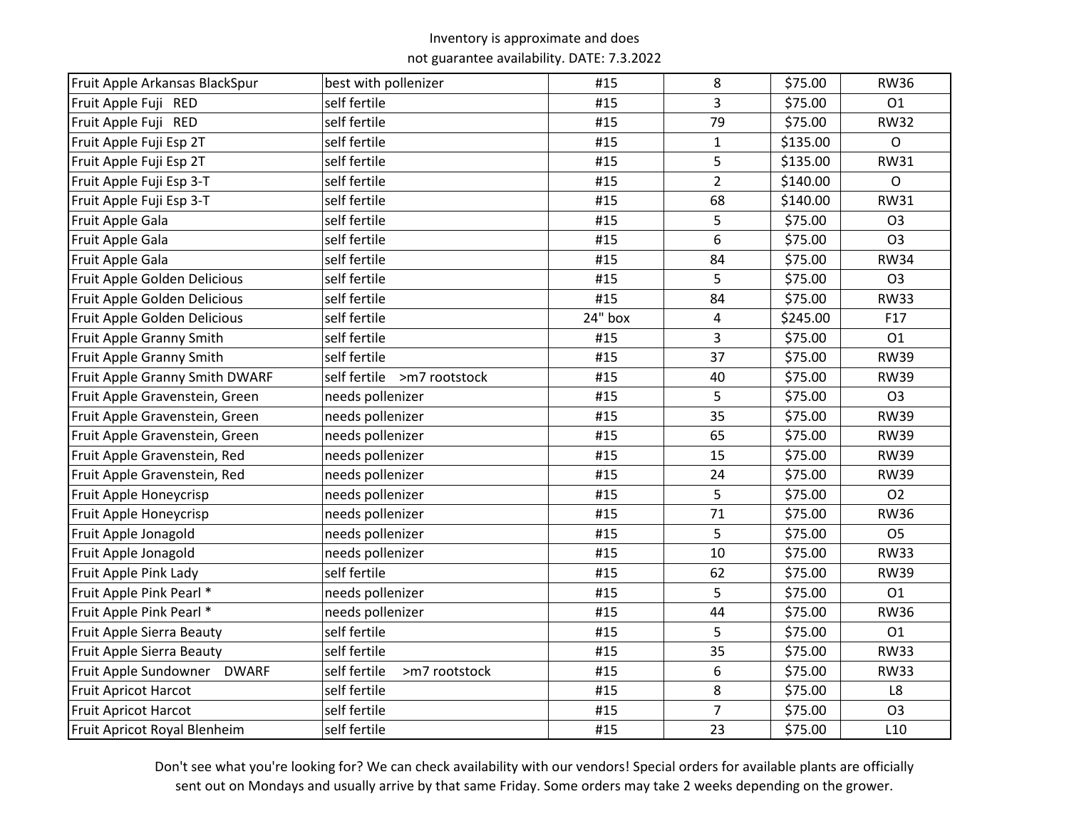Inventory is approximate and does not guarantee availability. DATE: 7.3.2022

| | | | | | |
|---|---|---|---|---|---|
| Fruit Apple Arkansas BlackSpur | best with pollenizer | #15 | 8 | $75.00 | RW36 |
| Fruit Apple Fuji RED | self fertile | #15 | 3 | $75.00 | O1 |
| Fruit Apple Fuji RED | self fertile | #15 | 79 | $75.00 | RW32 |
| Fruit Apple Fuji Esp 2T | self fertile | #15 | 1 | $135.00 | O |
| Fruit Apple Fuji Esp 2T | self fertile | #15 | 5 | $135.00 | RW31 |
| Fruit Apple Fuji Esp 3-T | self fertile | #15 | 2 | $140.00 | O |
| Fruit Apple Fuji Esp 3-T | self fertile | #15 | 68 | $140.00 | RW31 |
| Fruit Apple Gala | self fertile | #15 | 5 | $75.00 | O3 |
| Fruit Apple Gala | self fertile | #15 | 6 | $75.00 | O3 |
| Fruit Apple Gala | self fertile | #15 | 84 | $75.00 | RW34 |
| Fruit Apple Golden Delicious | self fertile | #15 | 5 | $75.00 | O3 |
| Fruit Apple Golden Delicious | self fertile | #15 | 84 | $75.00 | RW33 |
| Fruit Apple Golden Delicious | self fertile | 24" box | 4 | $245.00 | F17 |
| Fruit Apple Granny Smith | self fertile | #15 | 3 | $75.00 | O1 |
| Fruit Apple Granny Smith | self fertile | #15 | 37 | $75.00 | RW39 |
| Fruit Apple Granny Smith DWARF | self fertile >m7 rootstock | #15 | 40 | $75.00 | RW39 |
| Fruit Apple Gravenstein, Green | needs pollenizer | #15 | 5 | $75.00 | O3 |
| Fruit Apple Gravenstein, Green | needs pollenizer | #15 | 35 | $75.00 | RW39 |
| Fruit Apple Gravenstein, Green | needs pollenizer | #15 | 65 | $75.00 | RW39 |
| Fruit Apple Gravenstein, Red | needs pollenizer | #15 | 15 | $75.00 | RW39 |
| Fruit Apple Gravenstein, Red | needs pollenizer | #15 | 24 | $75.00 | RW39 |
| Fruit Apple Honeycrisp | needs pollenizer | #15 | 5 | $75.00 | O2 |
| Fruit Apple Honeycrisp | needs pollenizer | #15 | 71 | $75.00 | RW36 |
| Fruit Apple Jonagold | needs pollenizer | #15 | 5 | $75.00 | O5 |
| Fruit Apple Jonagold | needs pollenizer | #15 | 10 | $75.00 | RW33 |
| Fruit Apple Pink Lady | self fertile | #15 | 62 | $75.00 | RW39 |
| Fruit Apple Pink Pearl * | needs pollenizer | #15 | 5 | $75.00 | O1 |
| Fruit Apple Pink Pearl * | needs pollenizer | #15 | 44 | $75.00 | RW36 |
| Fruit Apple Sierra Beauty | self fertile | #15 | 5 | $75.00 | O1 |
| Fruit Apple Sierra Beauty | self fertile | #15 | 35 | $75.00 | RW33 |
| Fruit Apple Sundowner DWARF | self fertile >m7 rootstock | #15 | 6 | $75.00 | RW33 |
| Fruit Apricot Harcot | self fertile | #15 | 8 | $75.00 | L8 |
| Fruit Apricot Harcot | self fertile | #15 | 7 | $75.00 | O3 |
| Fruit Apricot Royal Blenheim | self fertile | #15 | 23 | $75.00 | L10 |

Don't see what you're looking for? We can check availability with our vendors! Special orders for available plants are officially sent out on Mondays and usually arrive by that same Friday. Some orders may take 2 weeks depending on the grower.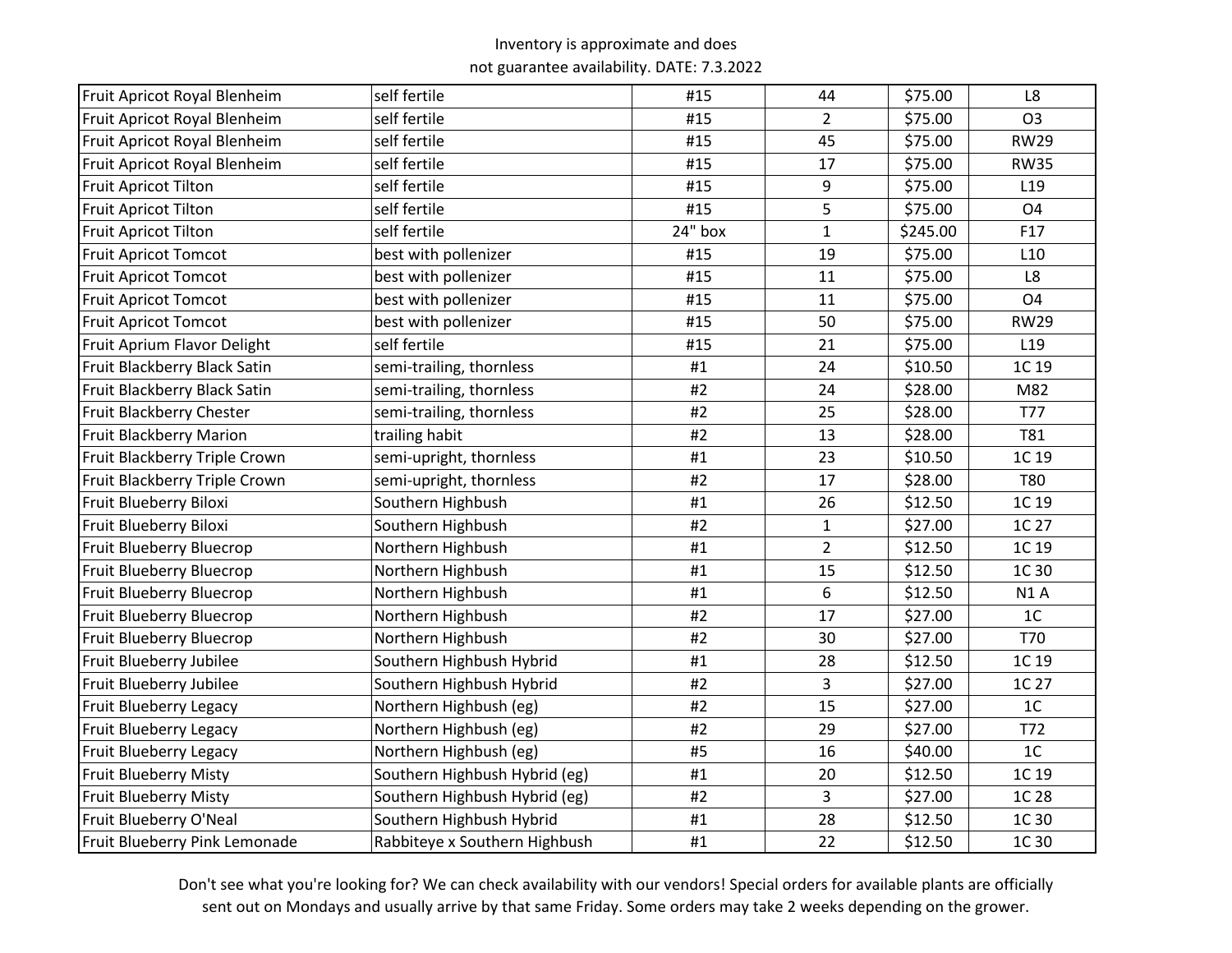Inventory is approximate and does not guarantee availability. DATE: 7.3.2022

| | | | | | |
|---|---|---|---|---|---|
| Fruit Apricot Royal Blenheim | self fertile | #15 | 44 | $75.00 | L8 |
| Fruit Apricot Royal Blenheim | self fertile | #15 | 2 | $75.00 | O3 |
| Fruit Apricot Royal Blenheim | self fertile | #15 | 45 | $75.00 | RW29 |
| Fruit Apricot Royal Blenheim | self fertile | #15 | 17 | $75.00 | RW35 |
| Fruit Apricot Tilton | self fertile | #15 | 9 | $75.00 | L19 |
| Fruit Apricot Tilton | self fertile | #15 | 5 | $75.00 | O4 |
| Fruit Apricot Tilton | self fertile | 24" box | 1 | $245.00 | F17 |
| Fruit Apricot Tomcot | best with pollenizer | #15 | 19 | $75.00 | L10 |
| Fruit Apricot Tomcot | best with pollenizer | #15 | 11 | $75.00 | L8 |
| Fruit Apricot Tomcot | best with pollenizer | #15 | 11 | $75.00 | O4 |
| Fruit Apricot Tomcot | best with pollenizer | #15 | 50 | $75.00 | RW29 |
| Fruit Aprium Flavor Delight | self fertile | #15 | 21 | $75.00 | L19 |
| Fruit Blackberry Black Satin | semi-trailing, thornless | #1 | 24 | $10.50 | 1C 19 |
| Fruit Blackberry Black Satin | semi-trailing, thornless | #2 | 24 | $28.00 | M82 |
| Fruit Blackberry Chester | semi-trailing, thornless | #2 | 25 | $28.00 | T77 |
| Fruit Blackberry Marion | trailing habit | #2 | 13 | $28.00 | T81 |
| Fruit Blackberry Triple Crown | semi-upright, thornless | #1 | 23 | $10.50 | 1C 19 |
| Fruit Blackberry Triple Crown | semi-upright, thornless | #2 | 17 | $28.00 | T80 |
| Fruit Blueberry Biloxi | Southern Highbush | #1 | 26 | $12.50 | 1C 19 |
| Fruit Blueberry Biloxi | Southern Highbush | #2 | 1 | $27.00 | 1C 27 |
| Fruit Blueberry Bluecrop | Northern Highbush | #1 | 2 | $12.50 | 1C 19 |
| Fruit Blueberry Bluecrop | Northern Highbush | #1 | 15 | $12.50 | 1C 30 |
| Fruit Blueberry Bluecrop | Northern Highbush | #1 | 6 | $12.50 | N1 A |
| Fruit Blueberry Bluecrop | Northern Highbush | #2 | 17 | $27.00 | 1C |
| Fruit Blueberry Bluecrop | Northern Highbush | #2 | 30 | $27.00 | T70 |
| Fruit Blueberry Jubilee | Southern Highbush Hybrid | #1 | 28 | $12.50 | 1C 19 |
| Fruit Blueberry Jubilee | Southern Highbush Hybrid | #2 | 3 | $27.00 | 1C 27 |
| Fruit Blueberry Legacy | Northern Highbush (eg) | #2 | 15 | $27.00 | 1C |
| Fruit Blueberry Legacy | Northern Highbush (eg) | #2 | 29 | $27.00 | T72 |
| Fruit Blueberry Legacy | Northern Highbush (eg) | #5 | 16 | $40.00 | 1C |
| Fruit Blueberry Misty | Southern Highbush Hybrid (eg) | #1 | 20 | $12.50 | 1C 19 |
| Fruit Blueberry Misty | Southern Highbush Hybrid (eg) | #2 | 3 | $27.00 | 1C 28 |
| Fruit Blueberry O'Neal | Southern Highbush Hybrid | #1 | 28 | $12.50 | 1C 30 |
| Fruit Blueberry Pink Lemonade | Rabbiteye x Southern Highbush | #1 | 22 | $12.50 | 1C 30 |

Don't see what you're looking for? We can check availability with our vendors! Special orders for available plants are officially sent out on Mondays and usually arrive by that same Friday. Some orders may take 2 weeks depending on the grower.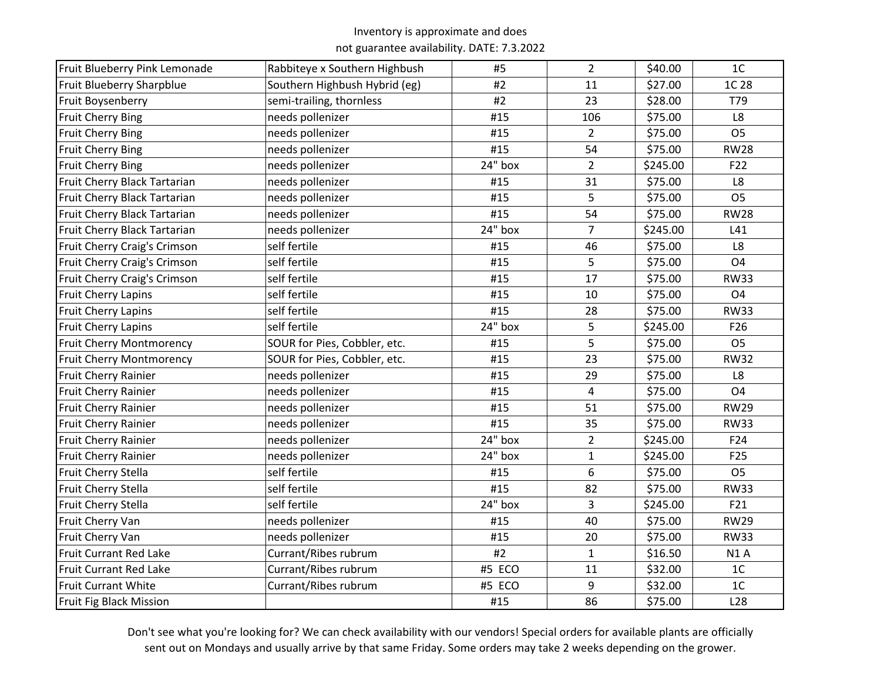Inventory is approximate and does not guarantee availability. DATE: 7.3.2022

| | | | | | |
|---|---|---|---|---|---|
| Fruit Blueberry Pink Lemonade | Rabbiteye x Southern Highbush | #5 | 2 | $40.00 | 1C |
| Fruit Blueberry Sharpblue | Southern Highbush Hybrid (eg) | #2 | 11 | $27.00 | 1C 28 |
| Fruit Boysenberry | semi-trailing, thornless | #2 | 23 | $28.00 | T79 |
| Fruit Cherry Bing | needs pollenizer | #15 | 106 | $75.00 | L8 |
| Fruit Cherry Bing | needs pollenizer | #15 | 2 | $75.00 | O5 |
| Fruit Cherry Bing | needs pollenizer | #15 | 54 | $75.00 | RW28 |
| Fruit Cherry Bing | needs pollenizer | 24" box | 2 | $245.00 | F22 |
| Fruit Cherry Black Tartarian | needs pollenizer | #15 | 31 | $75.00 | L8 |
| Fruit Cherry Black Tartarian | needs pollenizer | #15 | 5 | $75.00 | O5 |
| Fruit Cherry Black Tartarian | needs pollenizer | #15 | 54 | $75.00 | RW28 |
| Fruit Cherry Black Tartarian | needs pollenizer | 24" box | 7 | $245.00 | L41 |
| Fruit Cherry Craig's Crimson | self fertile | #15 | 46 | $75.00 | L8 |
| Fruit Cherry Craig's Crimson | self fertile | #15 | 5 | $75.00 | O4 |
| Fruit Cherry Craig's Crimson | self fertile | #15 | 17 | $75.00 | RW33 |
| Fruit Cherry Lapins | self fertile | #15 | 10 | $75.00 | O4 |
| Fruit Cherry Lapins | self fertile | #15 | 28 | $75.00 | RW33 |
| Fruit Cherry Lapins | self fertile | 24" box | 5 | $245.00 | F26 |
| Fruit Cherry Montmorency | SOUR for Pies, Cobbler, etc. | #15 | 5 | $75.00 | O5 |
| Fruit Cherry Montmorency | SOUR for Pies, Cobbler, etc. | #15 | 23 | $75.00 | RW32 |
| Fruit Cherry Rainier | needs pollenizer | #15 | 29 | $75.00 | L8 |
| Fruit Cherry Rainier | needs pollenizer | #15 | 4 | $75.00 | O4 |
| Fruit Cherry Rainier | needs pollenizer | #15 | 51 | $75.00 | RW29 |
| Fruit Cherry Rainier | needs pollenizer | #15 | 35 | $75.00 | RW33 |
| Fruit Cherry Rainier | needs pollenizer | 24" box | 2 | $245.00 | F24 |
| Fruit Cherry Rainier | needs pollenizer | 24" box | 1 | $245.00 | F25 |
| Fruit Cherry Stella | self fertile | #15 | 6 | $75.00 | O5 |
| Fruit Cherry Stella | self fertile | #15 | 82 | $75.00 | RW33 |
| Fruit Cherry Stella | self fertile | 24" box | 3 | $245.00 | F21 |
| Fruit Cherry Van | needs pollenizer | #15 | 40 | $75.00 | RW29 |
| Fruit Cherry Van | needs pollenizer | #15 | 20 | $75.00 | RW33 |
| Fruit Currant Red Lake | Currant/Ribes rubrum | #2 | 1 | $16.50 | N1 A |
| Fruit Currant Red Lake | Currant/Ribes rubrum | #5 ECO | 11 | $32.00 | 1C |
| Fruit Currant White | Currant/Ribes rubrum | #5 ECO | 9 | $32.00 | 1C |
| Fruit Fig Black Mission | | #15 | 86 | $75.00 | L28 |

Don't see what you're looking for? We can check availability with our vendors! Special orders for available plants are officially sent out on Mondays and usually arrive by that same Friday. Some orders may take 2 weeks depending on the grower.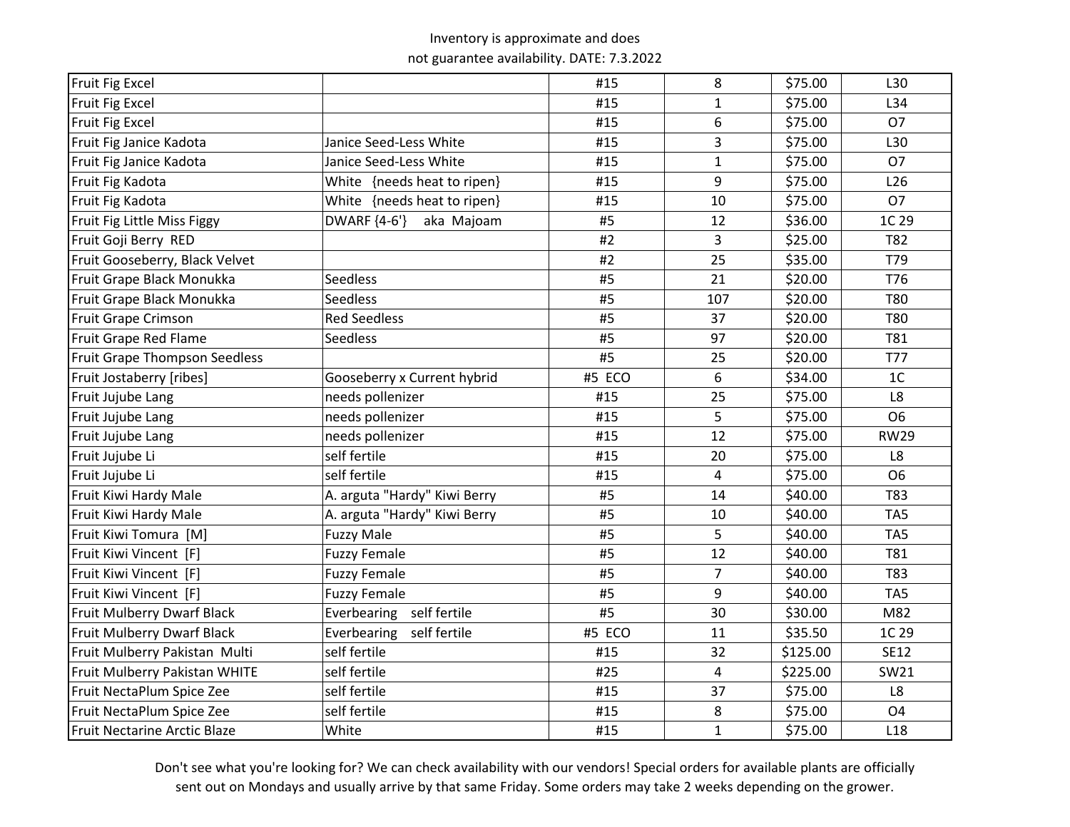Inventory is approximate and does
not guarantee availability. DATE: 7.3.2022

| | | | | | |
|---|---|---|---|---|---|
| Fruit Fig Excel | | #15 | 8 | $75.00 | L30 |
| Fruit Fig Excel | | #15 | 1 | $75.00 | L34 |
| Fruit Fig Excel | | #15 | 6 | $75.00 | O7 |
| Fruit Fig Janice Kadota | Janice Seed-Less White | #15 | 3 | $75.00 | L30 |
| Fruit Fig Janice Kadota | Janice Seed-Less White | #15 | 1 | $75.00 | O7 |
| Fruit Fig Kadota | White {needs heat to ripen} | #15 | 9 | $75.00 | L26 |
| Fruit Fig Kadota | White {needs heat to ripen} | #15 | 10 | $75.00 | O7 |
| Fruit Fig Little Miss Figgy | DWARF {4-6'} aka Majoam | #5 | 12 | $36.00 | 1C 29 |
| Fruit Goji Berry RED | | #2 | 3 | $25.00 | T82 |
| Fruit Gooseberry, Black Velvet | | #2 | 25 | $35.00 | T79 |
| Fruit Grape Black Monukka | Seedless | #5 | 21 | $20.00 | T76 |
| Fruit Grape Black Monukka | Seedless | #5 | 107 | $20.00 | T80 |
| Fruit Grape Crimson | Red Seedless | #5 | 37 | $20.00 | T80 |
| Fruit Grape Red Flame | Seedless | #5 | 97 | $20.00 | T81 |
| Fruit Grape Thompson Seedless | | #5 | 25 | $20.00 | T77 |
| Fruit Jostaberry [ribes] | Gooseberry x Current hybrid | #5 ECO | 6 | $34.00 | 1C |
| Fruit Jujube Lang | needs pollenizer | #15 | 25 | $75.00 | L8 |
| Fruit Jujube Lang | needs pollenizer | #15 | 5 | $75.00 | O6 |
| Fruit Jujube Lang | needs pollenizer | #15 | 12 | $75.00 | RW29 |
| Fruit Jujube Li | self fertile | #15 | 20 | $75.00 | L8 |
| Fruit Jujube Li | self fertile | #15 | 4 | $75.00 | O6 |
| Fruit Kiwi Hardy Male | A. arguta "Hardy" Kiwi Berry | #5 | 14 | $40.00 | T83 |
| Fruit Kiwi Hardy Male | A. arguta "Hardy" Kiwi Berry | #5 | 10 | $40.00 | TA5 |
| Fruit Kiwi Tomura [M] | Fuzzy Male | #5 | 5 | $40.00 | TA5 |
| Fruit Kiwi Vincent [F] | Fuzzy Female | #5 | 12 | $40.00 | T81 |
| Fruit Kiwi Vincent [F] | Fuzzy Female | #5 | 7 | $40.00 | T83 |
| Fruit Kiwi Vincent [F] | Fuzzy Female | #5 | 9 | $40.00 | TA5 |
| Fruit Mulberry Dwarf Black | Everbearing self fertile | #5 | 30 | $30.00 | M82 |
| Fruit Mulberry Dwarf Black | Everbearing self fertile | #5 ECO | 11 | $35.50 | 1C 29 |
| Fruit Mulberry Pakistan Multi | self fertile | #15 | 32 | $125.00 | SE12 |
| Fruit Mulberry Pakistan WHITE | self fertile | #25 | 4 | $225.00 | SW21 |
| Fruit NectaPlum Spice Zee | self fertile | #15 | 37 | $75.00 | L8 |
| Fruit NectaPlum Spice Zee | self fertile | #15 | 8 | $75.00 | O4 |
| Fruit Nectarine Arctic Blaze | White | #15 | 1 | $75.00 | L18 |

Don't see what you're looking for? We can check availability with our vendors! Special orders for available plants are officially sent out on Mondays and usually arrive by that same Friday. Some orders may take 2 weeks depending on the grower.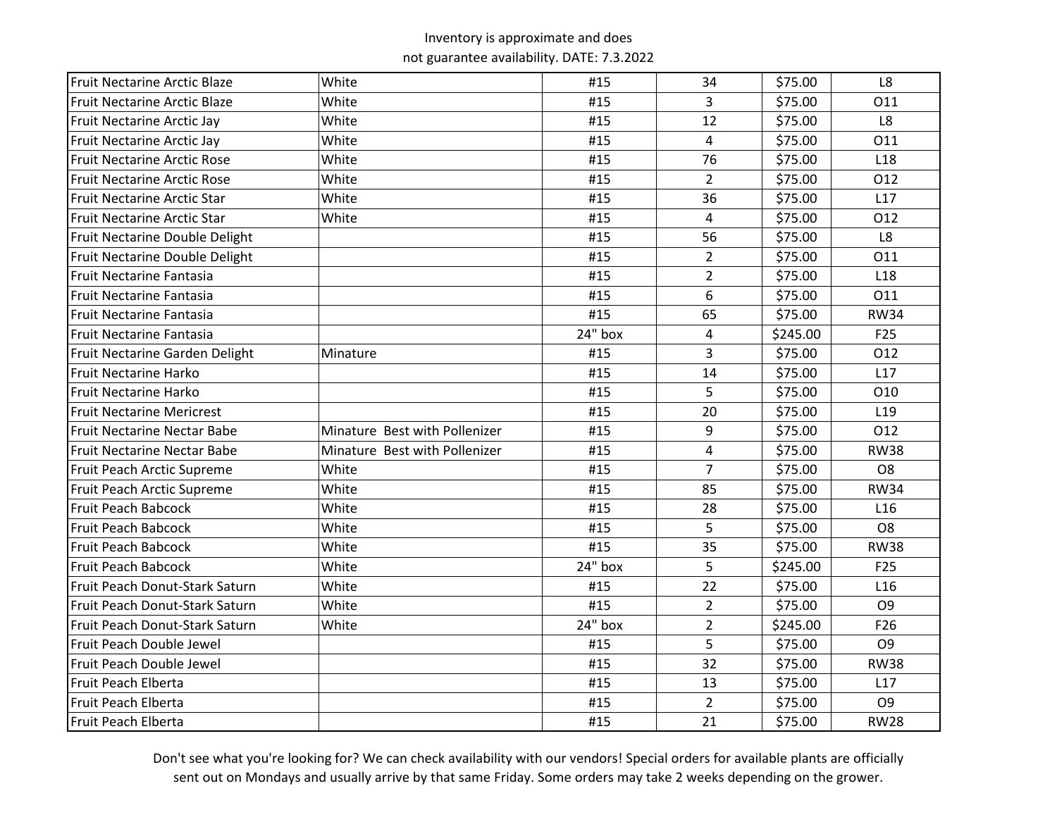Inventory is approximate and does
not guarantee availability. DATE: 7.3.2022

| | | | | | |
|---|---|---|---|---|---|
| Fruit Nectarine Arctic Blaze | White | #15 | 34 | $75.00 | L8 |
| Fruit Nectarine Arctic Blaze | White | #15 | 3 | $75.00 | O11 |
| Fruit Nectarine Arctic Jay | White | #15 | 12 | $75.00 | L8 |
| Fruit Nectarine Arctic Jay | White | #15 | 4 | $75.00 | O11 |
| Fruit Nectarine Arctic Rose | White | #15 | 76 | $75.00 | L18 |
| Fruit Nectarine Arctic Rose | White | #15 | 2 | $75.00 | O12 |
| Fruit Nectarine Arctic Star | White | #15 | 36 | $75.00 | L17 |
| Fruit Nectarine Arctic Star | White | #15 | 4 | $75.00 | O12 |
| Fruit Nectarine Double Delight | | #15 | 56 | $75.00 | L8 |
| Fruit Nectarine Double Delight | | #15 | 2 | $75.00 | O11 |
| Fruit Nectarine Fantasia | | #15 | 2 | $75.00 | L18 |
| Fruit Nectarine Fantasia | | #15 | 6 | $75.00 | O11 |
| Fruit Nectarine Fantasia | | #15 | 65 | $75.00 | RW34 |
| Fruit Nectarine Fantasia | | 24" box | 4 | $245.00 | F25 |
| Fruit Nectarine Garden Delight | Minature | #15 | 3 | $75.00 | O12 |
| Fruit Nectarine Harko | | #15 | 14 | $75.00 | L17 |
| Fruit Nectarine Harko | | #15 | 5 | $75.00 | O10 |
| Fruit Nectarine Mericrest | | #15 | 20 | $75.00 | L19 |
| Fruit Nectarine Nectar Babe | Minature Best with Pollenizer | #15 | 9 | $75.00 | O12 |
| Fruit Nectarine Nectar Babe | Minature Best with Pollenizer | #15 | 4 | $75.00 | RW38 |
| Fruit Peach Arctic Supreme | White | #15 | 7 | $75.00 | O8 |
| Fruit Peach Arctic Supreme | White | #15 | 85 | $75.00 | RW34 |
| Fruit Peach Babcock | White | #15 | 28 | $75.00 | L16 |
| Fruit Peach Babcock | White | #15 | 5 | $75.00 | O8 |
| Fruit Peach Babcock | White | #15 | 35 | $75.00 | RW38 |
| Fruit Peach Babcock | White | 24" box | 5 | $245.00 | F25 |
| Fruit Peach Donut-Stark Saturn | White | #15 | 22 | $75.00 | L16 |
| Fruit Peach Donut-Stark Saturn | White | #15 | 2 | $75.00 | O9 |
| Fruit Peach Donut-Stark Saturn | White | 24" box | 2 | $245.00 | F26 |
| Fruit Peach Double Jewel | | #15 | 5 | $75.00 | O9 |
| Fruit Peach Double Jewel | | #15 | 32 | $75.00 | RW38 |
| Fruit Peach Elberta | | #15 | 13 | $75.00 | L17 |
| Fruit Peach Elberta | | #15 | 2 | $75.00 | O9 |
| Fruit Peach Elberta | | #15 | 21 | $75.00 | RW28 |

Don't see what you're looking for? We can check availability with our vendors! Special orders for available plants are officially sent out on Mondays and usually arrive by that same Friday. Some orders may take 2 weeks depending on the grower.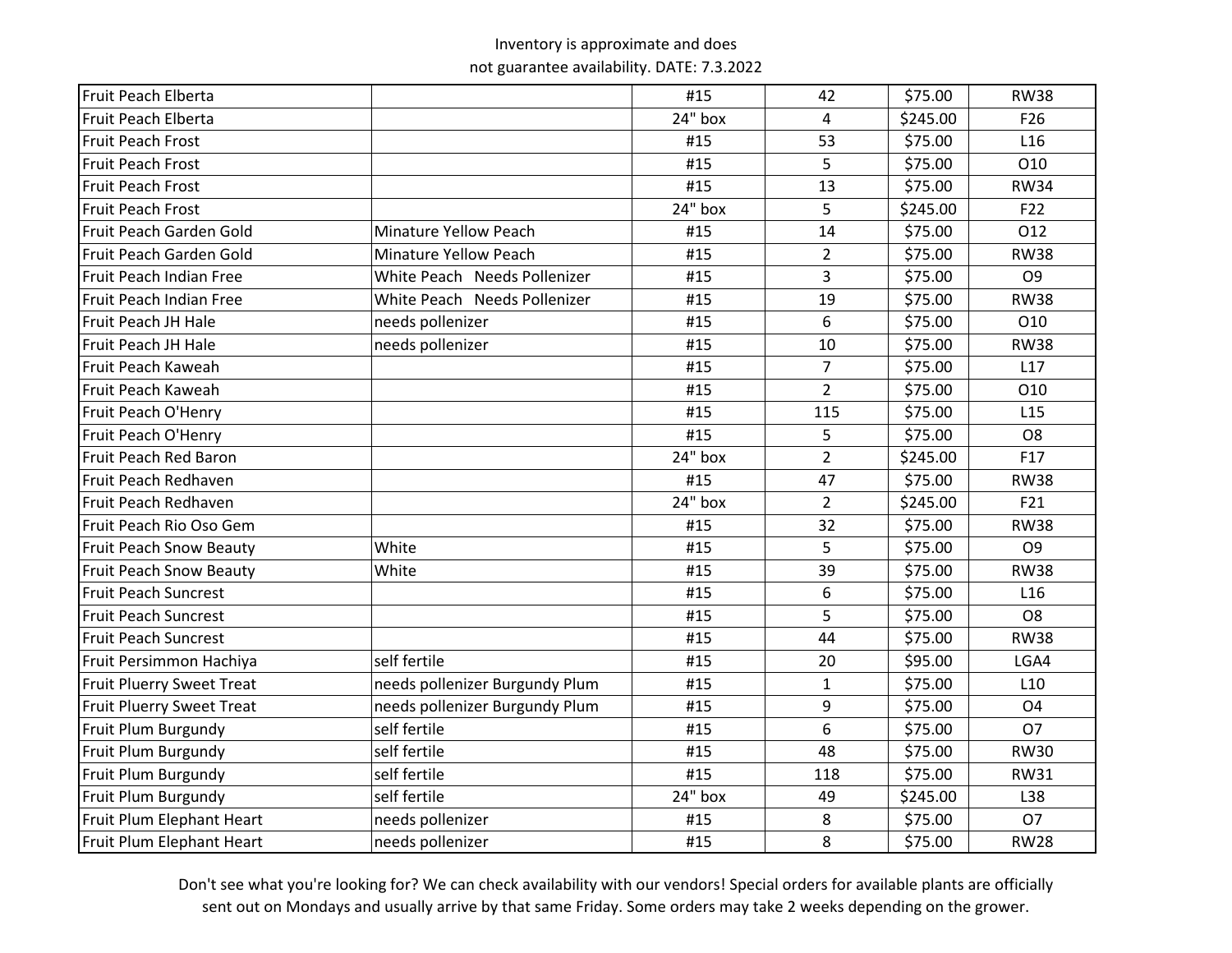Inventory is approximate and does
not guarantee availability. DATE: 7.3.2022

| | | | | | |
|---|---|---|---|---|---|
| Fruit Peach Elberta | | #15 | 42 | $75.00 | RW38 |
| Fruit Peach Elberta | | 24" box | 4 | $245.00 | F26 |
| Fruit Peach Frost | | #15 | 53 | $75.00 | L16 |
| Fruit Peach Frost | | #15 | 5 | $75.00 | O10 |
| Fruit Peach Frost | | #15 | 13 | $75.00 | RW34 |
| Fruit Peach Frost | | 24" box | 5 | $245.00 | F22 |
| Fruit Peach Garden Gold | Minature Yellow Peach | #15 | 14 | $75.00 | O12 |
| Fruit Peach Garden Gold | Minature Yellow Peach | #15 | 2 | $75.00 | RW38 |
| Fruit Peach Indian Free | White Peach Needs Pollenizer | #15 | 3 | $75.00 | O9 |
| Fruit Peach Indian Free | White Peach Needs Pollenizer | #15 | 19 | $75.00 | RW38 |
| Fruit Peach JH Hale | needs pollenizer | #15 | 6 | $75.00 | O10 |
| Fruit Peach JH Hale | needs pollenizer | #15 | 10 | $75.00 | RW38 |
| Fruit Peach Kaweah | | #15 | 7 | $75.00 | L17 |
| Fruit Peach Kaweah | | #15 | 2 | $75.00 | O10 |
| Fruit Peach O'Henry | | #15 | 115 | $75.00 | L15 |
| Fruit Peach O'Henry | | #15 | 5 | $75.00 | O8 |
| Fruit Peach Red Baron | | 24" box | 2 | $245.00 | F17 |
| Fruit Peach Redhaven | | #15 | 47 | $75.00 | RW38 |
| Fruit Peach Redhaven | | 24" box | 2 | $245.00 | F21 |
| Fruit Peach Rio Oso Gem | | #15 | 32 | $75.00 | RW38 |
| Fruit Peach Snow Beauty | White | #15 | 5 | $75.00 | O9 |
| Fruit Peach Snow Beauty | White | #15 | 39 | $75.00 | RW38 |
| Fruit Peach Suncrest | | #15 | 6 | $75.00 | L16 |
| Fruit Peach Suncrest | | #15 | 5 | $75.00 | O8 |
| Fruit Peach Suncrest | | #15 | 44 | $75.00 | RW38 |
| Fruit Persimmon Hachiya | self fertile | #15 | 20 | $95.00 | LGA4 |
| Fruit Pluerry Sweet Treat | needs pollenizer Burgundy Plum | #15 | 1 | $75.00 | L10 |
| Fruit Pluerry Sweet Treat | needs pollenizer Burgundy Plum | #15 | 9 | $75.00 | O4 |
| Fruit Plum Burgundy | self fertile | #15 | 6 | $75.00 | O7 |
| Fruit Plum Burgundy | self fertile | #15 | 48 | $75.00 | RW30 |
| Fruit Plum Burgundy | self fertile | #15 | 118 | $75.00 | RW31 |
| Fruit Plum Burgundy | self fertile | 24" box | 49 | $245.00 | L38 |
| Fruit Plum Elephant Heart | needs pollenizer | #15 | 8 | $75.00 | O7 |
| Fruit Plum Elephant Heart | needs pollenizer | #15 | 8 | $75.00 | RW28 |

Don't see what you're looking for? We can check availability with our vendors! Special orders for available plants are officially sent out on Mondays and usually arrive by that same Friday. Some orders may take 2 weeks depending on the grower.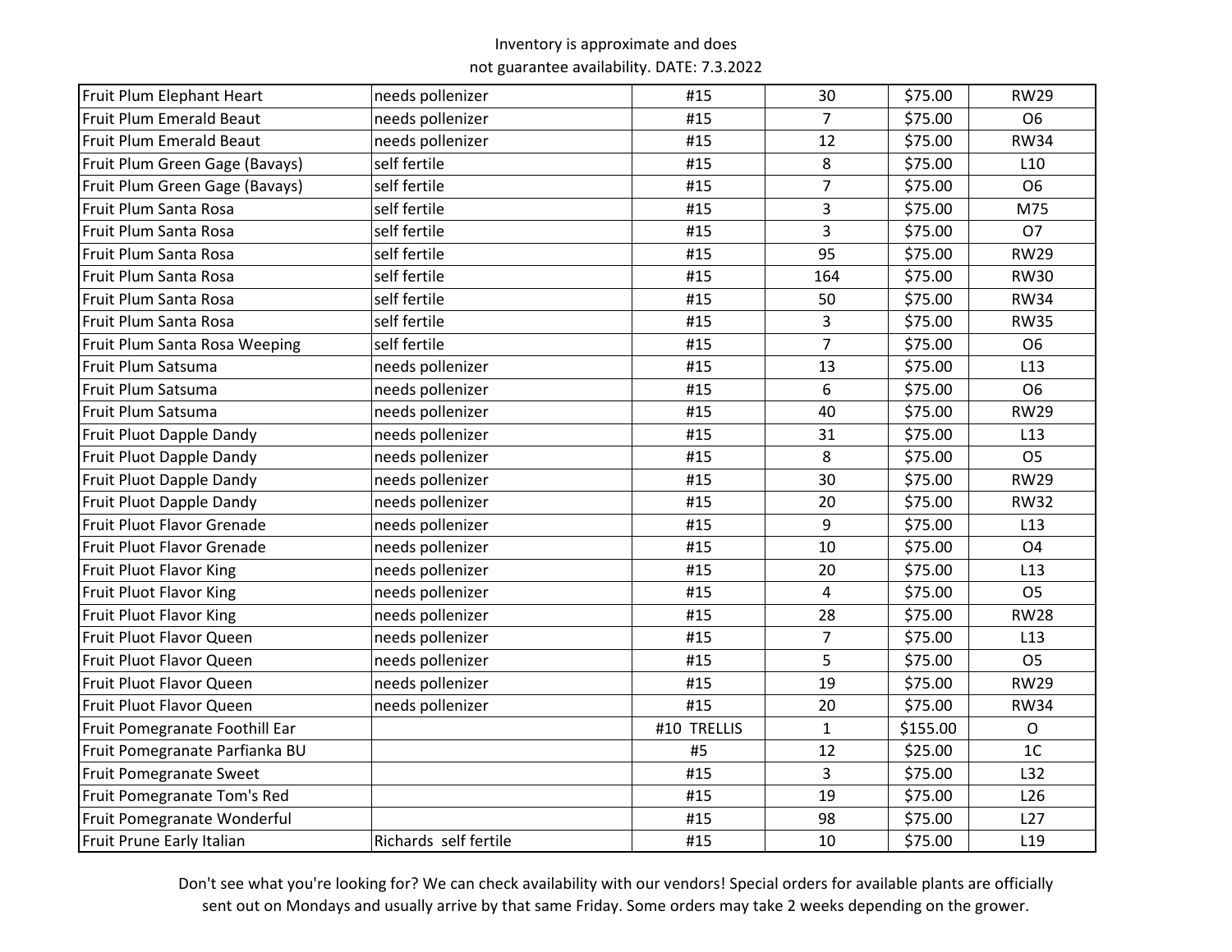Inventory is approximate and does not guarantee availability. DATE: 7.3.2022

| | | | | | |
|---|---|---|---|---|---|
| Fruit Plum Elephant Heart | needs pollenizer | #15 | 30 | $75.00 | RW29 |
| Fruit Plum Emerald Beaut | needs pollenizer | #15 | 7 | $75.00 | O6 |
| Fruit Plum Emerald Beaut | needs pollenizer | #15 | 12 | $75.00 | RW34 |
| Fruit Plum Green Gage (Bavays) | self fertile | #15 | 8 | $75.00 | L10 |
| Fruit Plum Green Gage (Bavays) | self fertile | #15 | 7 | $75.00 | O6 |
| Fruit Plum Santa Rosa | self fertile | #15 | 3 | $75.00 | M75 |
| Fruit Plum Santa Rosa | self fertile | #15 | 3 | $75.00 | O7 |
| Fruit Plum Santa Rosa | self fertile | #15 | 95 | $75.00 | RW29 |
| Fruit Plum Santa Rosa | self fertile | #15 | 164 | $75.00 | RW30 |
| Fruit Plum Santa Rosa | self fertile | #15 | 50 | $75.00 | RW34 |
| Fruit Plum Santa Rosa | self fertile | #15 | 3 | $75.00 | RW35 |
| Fruit Plum Santa Rosa Weeping | self fertile | #15 | 7 | $75.00 | O6 |
| Fruit Plum Satsuma | needs pollenizer | #15 | 13 | $75.00 | L13 |
| Fruit Plum Satsuma | needs pollenizer | #15 | 6 | $75.00 | O6 |
| Fruit Plum Satsuma | needs pollenizer | #15 | 40 | $75.00 | RW29 |
| Fruit Pluot Dapple Dandy | needs pollenizer | #15 | 31 | $75.00 | L13 |
| Fruit Pluot Dapple Dandy | needs pollenizer | #15 | 8 | $75.00 | O5 |
| Fruit Pluot Dapple Dandy | needs pollenizer | #15 | 30 | $75.00 | RW29 |
| Fruit Pluot Dapple Dandy | needs pollenizer | #15 | 20 | $75.00 | RW32 |
| Fruit Pluot Flavor Grenade | needs pollenizer | #15 | 9 | $75.00 | L13 |
| Fruit Pluot Flavor Grenade | needs pollenizer | #15 | 10 | $75.00 | O4 |
| Fruit Pluot Flavor King | needs pollenizer | #15 | 20 | $75.00 | L13 |
| Fruit Pluot Flavor King | needs pollenizer | #15 | 4 | $75.00 | O5 |
| Fruit Pluot Flavor King | needs pollenizer | #15 | 28 | $75.00 | RW28 |
| Fruit Pluot Flavor Queen | needs pollenizer | #15 | 7 | $75.00 | L13 |
| Fruit Pluot Flavor Queen | needs pollenizer | #15 | 5 | $75.00 | O5 |
| Fruit Pluot Flavor Queen | needs pollenizer | #15 | 19 | $75.00 | RW29 |
| Fruit Pluot Flavor Queen | needs pollenizer | #15 | 20 | $75.00 | RW34 |
| Fruit Pomegranate Foothill Ear | | #10 TRELLIS | 1 | $155.00 | O |
| Fruit Pomegranate Parfianka BU | | #5 | 12 | $25.00 | 1C |
| Fruit Pomegranate Sweet | | #15 | 3 | $75.00 | L32 |
| Fruit Pomegranate Tom's Red | | #15 | 19 | $75.00 | L26 |
| Fruit Pomegranate Wonderful | | #15 | 98 | $75.00 | L27 |
| Fruit Prune Early Italian | Richards self fertile | #15 | 10 | $75.00 | L19 |

Don't see what you're looking for? We can check availability with our vendors! Special orders for available plants are officially sent out on Mondays and usually arrive by that same Friday. Some orders may take 2 weeks depending on the grower.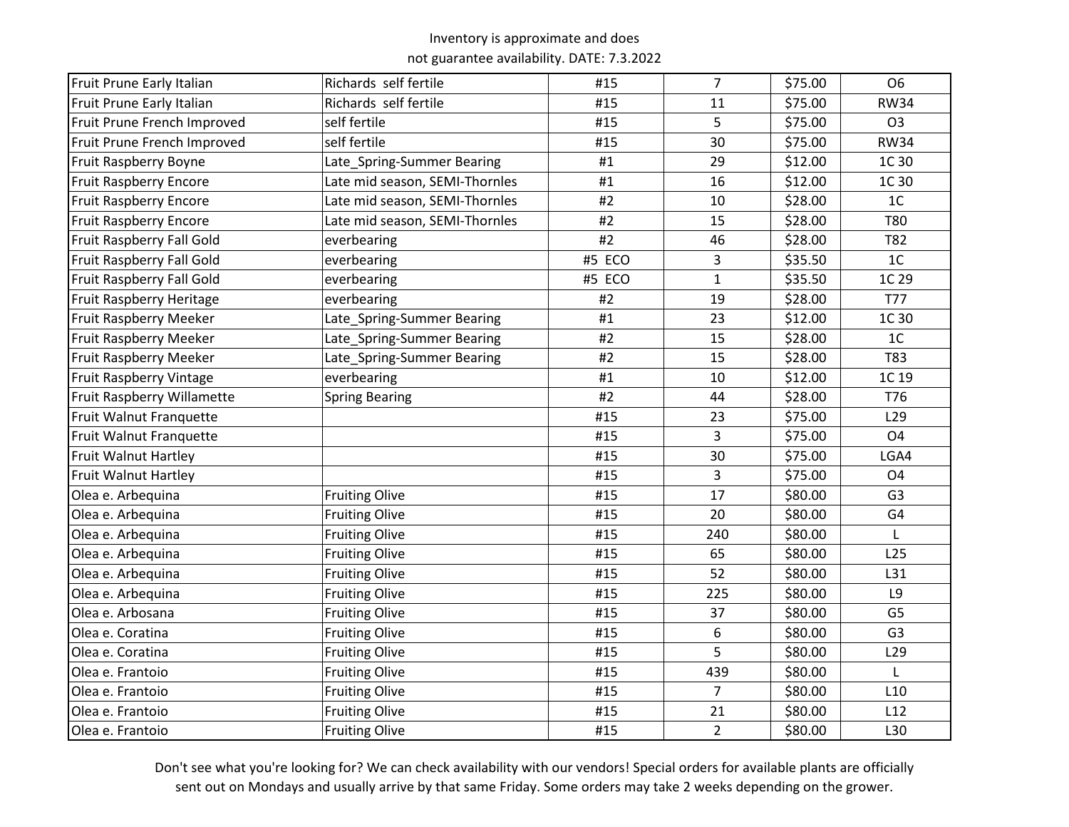Inventory is approximate and does not guarantee availability. DATE: 7.3.2022

| | | | | | |
|---|---|---|---|---|---|
| Fruit Prune Early Italian | Richards  self fertile | #15 | 7 | $75.00 | O6 |
| Fruit Prune Early Italian | Richards  self fertile | #15 | 11 | $75.00 | RW34 |
| Fruit Prune French Improved | self fertile | #15 | 5 | $75.00 | O3 |
| Fruit Prune French Improved | self fertile | #15 | 30 | $75.00 | RW34 |
| Fruit Raspberry Boyne | Late_Spring-Summer Bearing | #1 | 29 | $12.00 | 1C 30 |
| Fruit Raspberry Encore | Late mid season, SEMI-Thornles | #1 | 16 | $12.00 | 1C 30 |
| Fruit Raspberry Encore | Late mid season, SEMI-Thornles | #2 | 10 | $28.00 | 1C |
| Fruit Raspberry Encore | Late mid season, SEMI-Thornles | #2 | 15 | $28.00 | T80 |
| Fruit Raspberry Fall Gold | everbearing | #2 | 46 | $28.00 | T82 |
| Fruit Raspberry Fall Gold | everbearing | #5  ECO | 3 | $35.50 | 1C |
| Fruit Raspberry Fall Gold | everbearing | #5  ECO | 1 | $35.50 | 1C 29 |
| Fruit Raspberry Heritage | everbearing | #2 | 19 | $28.00 | T77 |
| Fruit Raspberry Meeker | Late_Spring-Summer Bearing | #1 | 23 | $12.00 | 1C 30 |
| Fruit Raspberry Meeker | Late_Spring-Summer Bearing | #2 | 15 | $28.00 | 1C |
| Fruit Raspberry Meeker | Late_Spring-Summer Bearing | #2 | 15 | $28.00 | T83 |
| Fruit Raspberry Vintage | everbearing | #1 | 10 | $12.00 | 1C 19 |
| Fruit Raspberry Willamette | Spring Bearing | #2 | 44 | $28.00 | T76 |
| Fruit Walnut Franquette | | #15 | 23 | $75.00 | L29 |
| Fruit Walnut Franquette | | #15 | 3 | $75.00 | O4 |
| Fruit Walnut Hartley | | #15 | 30 | $75.00 | LGA4 |
| Fruit Walnut Hartley | | #15 | 3 | $75.00 | O4 |
| Olea e. Arbequina | Fruiting Olive | #15 | 17 | $80.00 | G3 |
| Olea e. Arbequina | Fruiting Olive | #15 | 20 | $80.00 | G4 |
| Olea e. Arbequina | Fruiting Olive | #15 | 240 | $80.00 | L |
| Olea e. Arbequina | Fruiting Olive | #15 | 65 | $80.00 | L25 |
| Olea e. Arbequina | Fruiting Olive | #15 | 52 | $80.00 | L31 |
| Olea e. Arbequina | Fruiting Olive | #15 | 225 | $80.00 | L9 |
| Olea e. Arbosana | Fruiting Olive | #15 | 37 | $80.00 | G5 |
| Olea e. Coratina | Fruiting Olive | #15 | 6 | $80.00 | G3 |
| Olea e. Coratina | Fruiting Olive | #15 | 5 | $80.00 | L29 |
| Olea e. Frantoio | Fruiting Olive | #15 | 439 | $80.00 | L |
| Olea e. Frantoio | Fruiting Olive | #15 | 7 | $80.00 | L10 |
| Olea e. Frantoio | Fruiting Olive | #15 | 21 | $80.00 | L12 |
| Olea e. Frantoio | Fruiting Olive | #15 | 2 | $80.00 | L30 |

Don't see what you're looking for? We can check availability with our vendors! Special orders for available plants are officially sent out on Mondays and usually arrive by that same Friday. Some orders may take 2 weeks depending on the grower.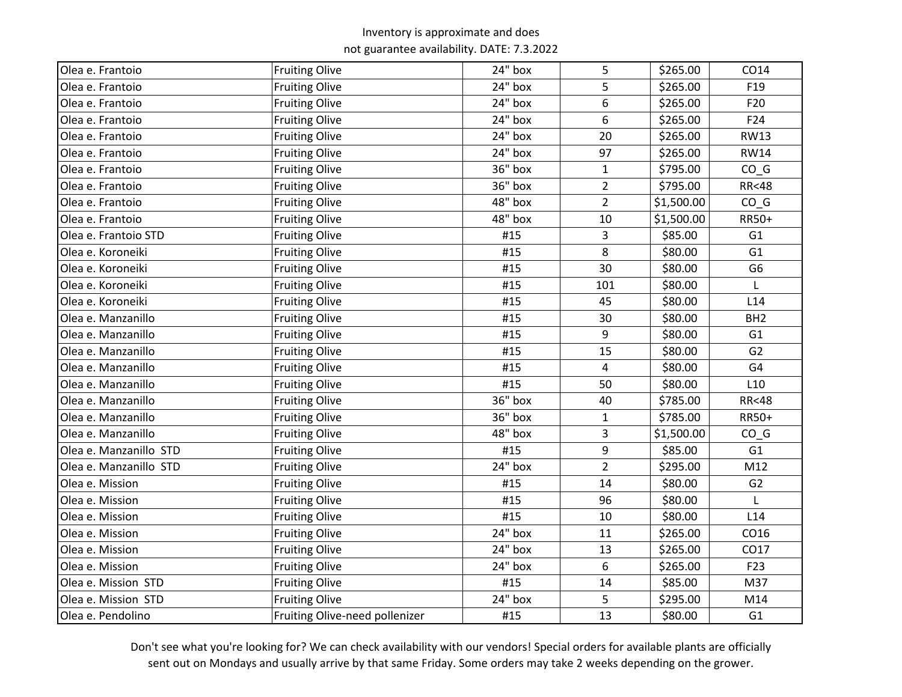Inventory is approximate and does not guarantee availability. DATE: 7.3.2022

| | | | | | |
|---|---|---|---|---|---|
| Olea e. Frantoio | Fruiting Olive | 24" box | 5 | $265.00 | CO14 |
| Olea e. Frantoio | Fruiting Olive | 24" box | 5 | $265.00 | F19 |
| Olea e. Frantoio | Fruiting Olive | 24" box | 6 | $265.00 | F20 |
| Olea e. Frantoio | Fruiting Olive | 24" box | 6 | $265.00 | F24 |
| Olea e. Frantoio | Fruiting Olive | 24" box | 20 | $265.00 | RW13 |
| Olea e. Frantoio | Fruiting Olive | 24" box | 97 | $265.00 | RW14 |
| Olea e. Frantoio | Fruiting Olive | 36" box | 1 | $795.00 | CO_G |
| Olea e. Frantoio | Fruiting Olive | 36" box | 2 | $795.00 | RR<48 |
| Olea e. Frantoio | Fruiting Olive | 48" box | 2 | $1,500.00 | CO_G |
| Olea e. Frantoio | Fruiting Olive | 48" box | 10 | $1,500.00 | RR50+ |
| Olea e. Frantoio STD | Fruiting Olive | #15 | 3 | $85.00 | G1 |
| Olea e. Koroneiki | Fruiting Olive | #15 | 8 | $80.00 | G1 |
| Olea e. Koroneiki | Fruiting Olive | #15 | 30 | $80.00 | G6 |
| Olea e. Koroneiki | Fruiting Olive | #15 | 101 | $80.00 | L |
| Olea e. Koroneiki | Fruiting Olive | #15 | 45 | $80.00 | L14 |
| Olea e. Manzanillo | Fruiting Olive | #15 | 30 | $80.00 | BH2 |
| Olea e. Manzanillo | Fruiting Olive | #15 | 9 | $80.00 | G1 |
| Olea e. Manzanillo | Fruiting Olive | #15 | 15 | $80.00 | G2 |
| Olea e. Manzanillo | Fruiting Olive | #15 | 4 | $80.00 | G4 |
| Olea e. Manzanillo | Fruiting Olive | #15 | 50 | $80.00 | L10 |
| Olea e. Manzanillo | Fruiting Olive | 36" box | 40 | $785.00 | RR<48 |
| Olea e. Manzanillo | Fruiting Olive | 36" box | 1 | $785.00 | RR50+ |
| Olea e. Manzanillo | Fruiting Olive | 48" box | 3 | $1,500.00 | CO_G |
| Olea e. Manzanillo STD | Fruiting Olive | #15 | 9 | $85.00 | G1 |
| Olea e. Manzanillo STD | Fruiting Olive | 24" box | 2 | $295.00 | M12 |
| Olea e. Mission | Fruiting Olive | #15 | 14 | $80.00 | G2 |
| Olea e. Mission | Fruiting Olive | #15 | 96 | $80.00 | L |
| Olea e. Mission | Fruiting Olive | #15 | 10 | $80.00 | L14 |
| Olea e. Mission | Fruiting Olive | 24" box | 11 | $265.00 | CO16 |
| Olea e. Mission | Fruiting Olive | 24" box | 13 | $265.00 | CO17 |
| Olea e. Mission | Fruiting Olive | 24" box | 6 | $265.00 | F23 |
| Olea e. Mission STD | Fruiting Olive | #15 | 14 | $85.00 | M37 |
| Olea e. Mission STD | Fruiting Olive | 24" box | 5 | $295.00 | M14 |
| Olea e. Pendolino | Fruiting Olive-need pollenizer | #15 | 13 | $80.00 | G1 |

Don't see what you're looking for? We can check availability with our vendors! Special orders for available plants are officially sent out on Mondays and usually arrive by that same Friday. Some orders may take 2 weeks depending on the grower.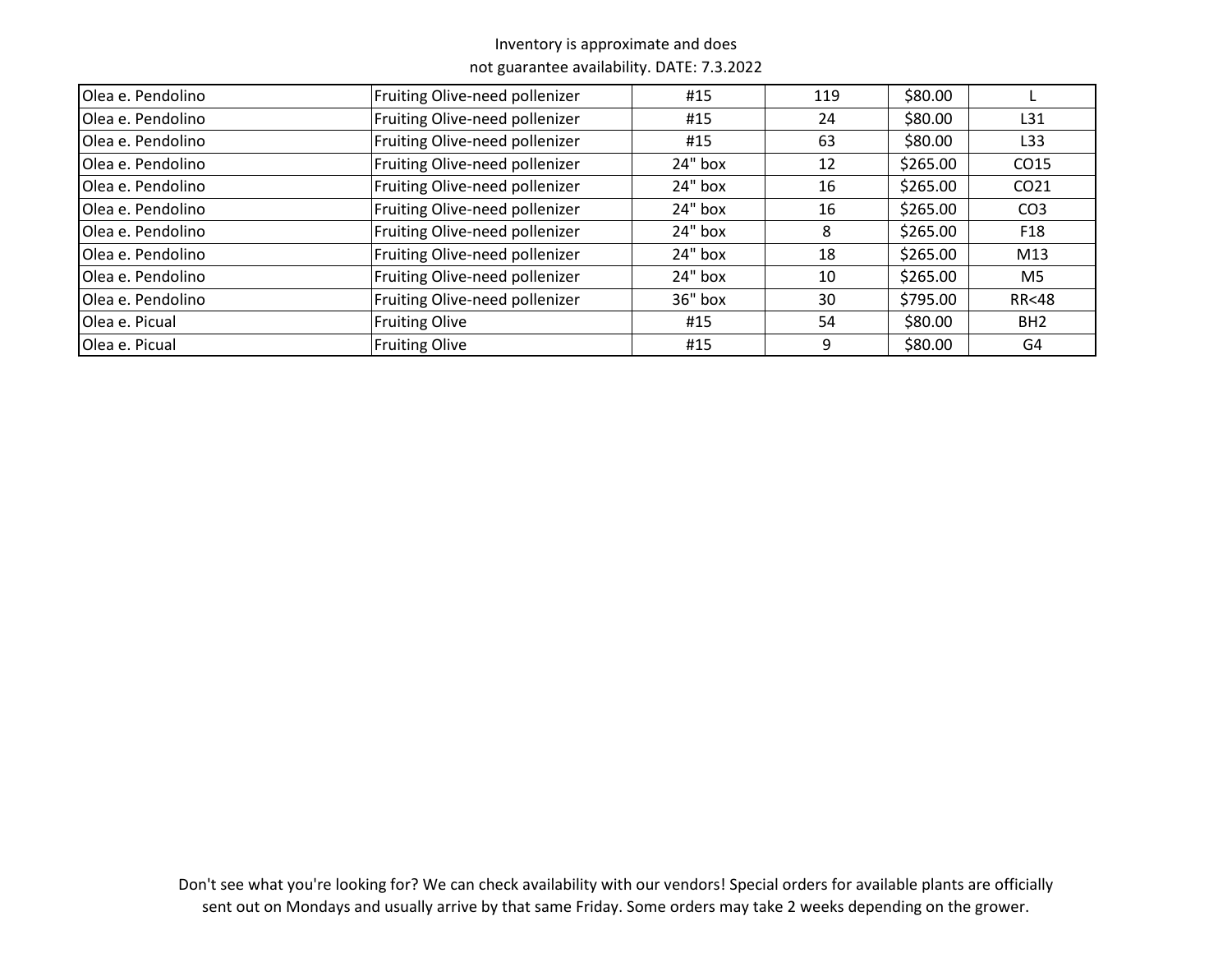Inventory is approximate and does
not guarantee availability. DATE: 7.3.2022

| | | | | | |
|---|---|---|---|---|---|
| Olea e. Pendolino | Fruiting Olive-need pollenizer | #15 | 119 | $80.00 | L |
| Olea e. Pendolino | Fruiting Olive-need pollenizer | #15 | 24 | $80.00 | L31 |
| Olea e. Pendolino | Fruiting Olive-need pollenizer | #15 | 63 | $80.00 | L33 |
| Olea e. Pendolino | Fruiting Olive-need pollenizer | 24" box | 12 | $265.00 | CO15 |
| Olea e. Pendolino | Fruiting Olive-need pollenizer | 24" box | 16 | $265.00 | CO21 |
| Olea e. Pendolino | Fruiting Olive-need pollenizer | 24" box | 16 | $265.00 | CO3 |
| Olea e. Pendolino | Fruiting Olive-need pollenizer | 24" box | 8 | $265.00 | F18 |
| Olea e. Pendolino | Fruiting Olive-need pollenizer | 24" box | 18 | $265.00 | M13 |
| Olea e. Pendolino | Fruiting Olive-need pollenizer | 24" box | 10 | $265.00 | M5 |
| Olea e. Pendolino | Fruiting Olive-need pollenizer | 36" box | 30 | $795.00 | RR<48 |
| Olea e. Picual | Fruiting Olive | #15 | 54 | $80.00 | BH2 |
| Olea e. Picual | Fruiting Olive | #15 | 9 | $80.00 | G4 |

Don't see what you're looking for? We can check availability with our vendors! Special orders for available plants are officially sent out on Mondays and usually arrive by that same Friday. Some orders may take 2 weeks depending on the grower.